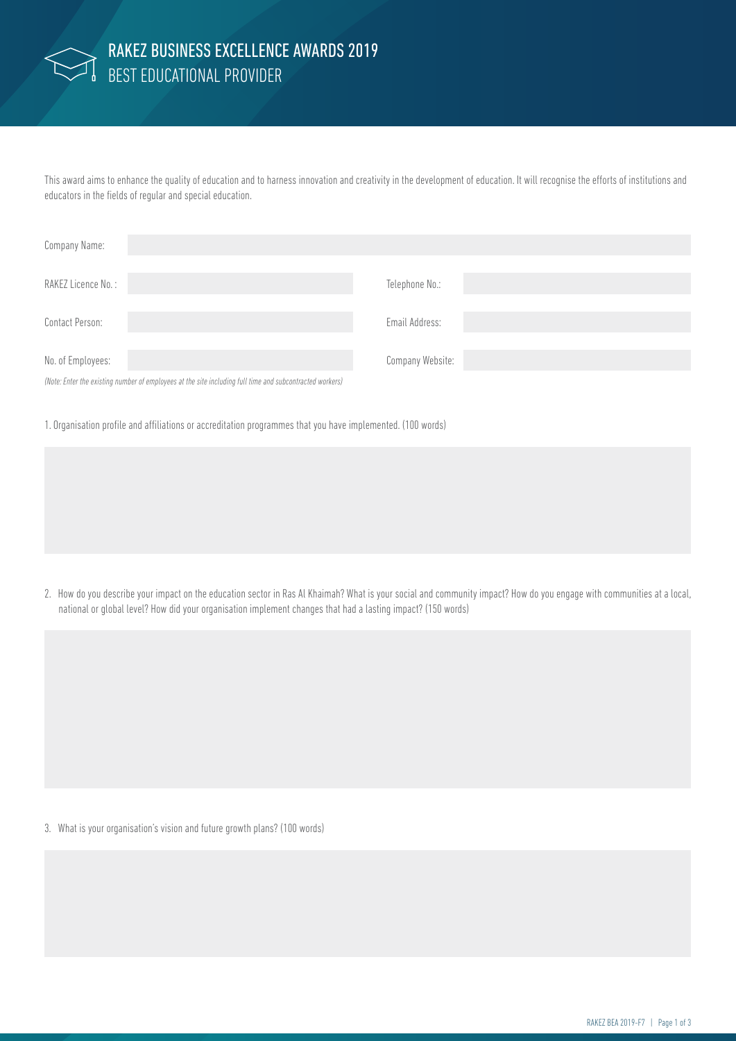# RAKEZ BUSINESS EXCELLENCE AWARDS 2019

## BEST EDUCATIONAL PROVIDER

This award aims to enhance the quality of education and to harness innovation and creativity in the development of education. It will recognise the efforts of institutions and educators in the fields of regular and special education.

| | | | |
|---|---|---|---|
| Company Name: | | | |
| RAKEZ Licence No. : | | Telephone No.: | |
| Contact Person: | | Email Address: | |
| No. of Employees: | | Company Website: | |

*(Note: Enter the existing number of employees at the site including full time and subcontracted workers)*

1. Organisation profile and affiliations or accreditation programmes that you have implemented. (100 words)

2. How do you describe your impact on the education sector in Ras Al Khaimah? What is your social and community impact? How do you engage with communities at a local, national or global level? How did your organisation implement changes that had a lasting impact? (150 words)

3. What is your organisation's vision and future growth plans? (100 words)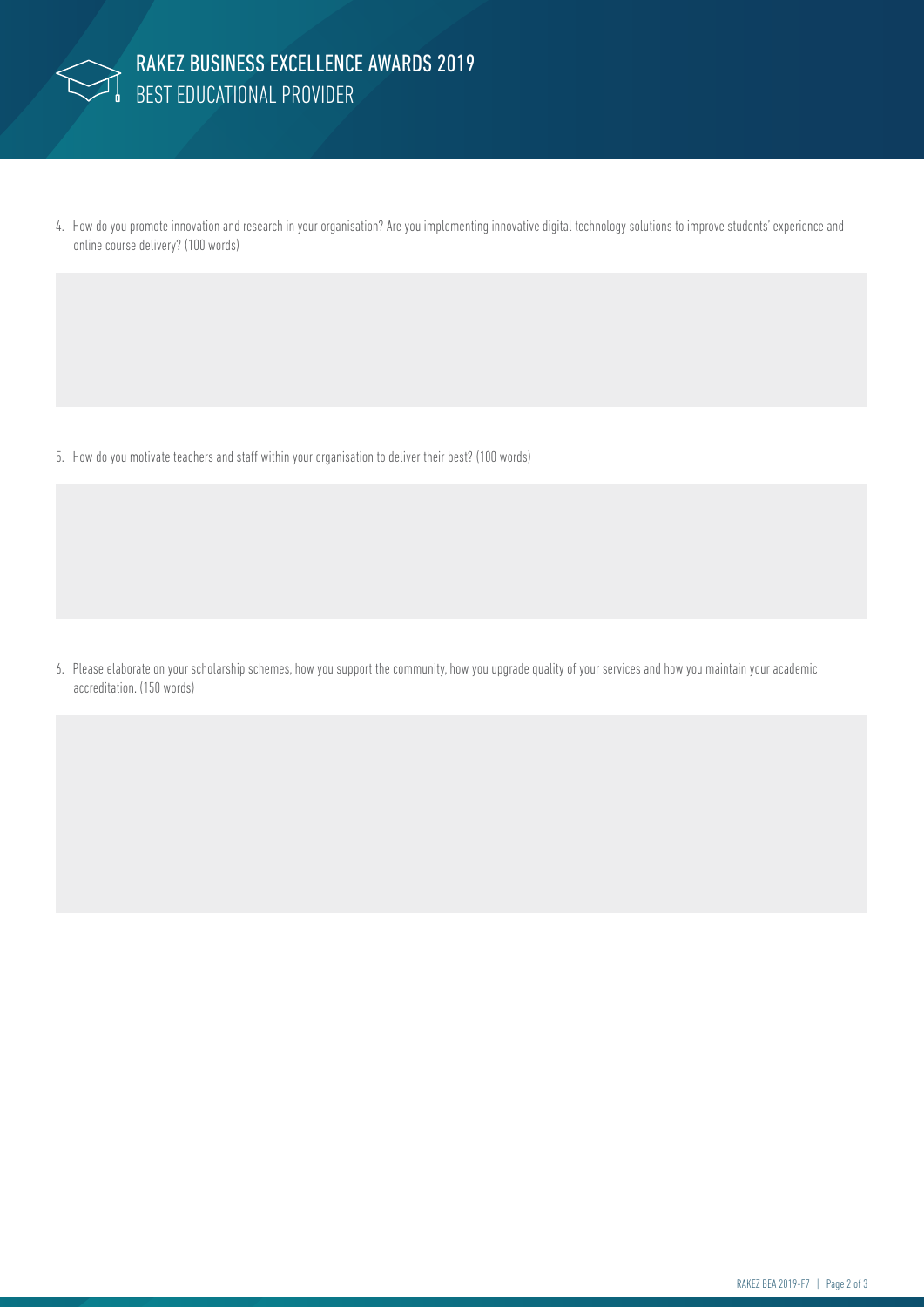4. How do you promote innovation and research in your organisation? Are you implementing innovative digital technology solutions to improve students' experience and online course delivery? (100 words)

5. How do you motivate teachers and staff within your organisation to deliver their best? (100 words)

6. Please elaborate on your scholarship schemes, how you support the community, how you upgrade quality of your services and how you maintain your academic accreditation. (150 words)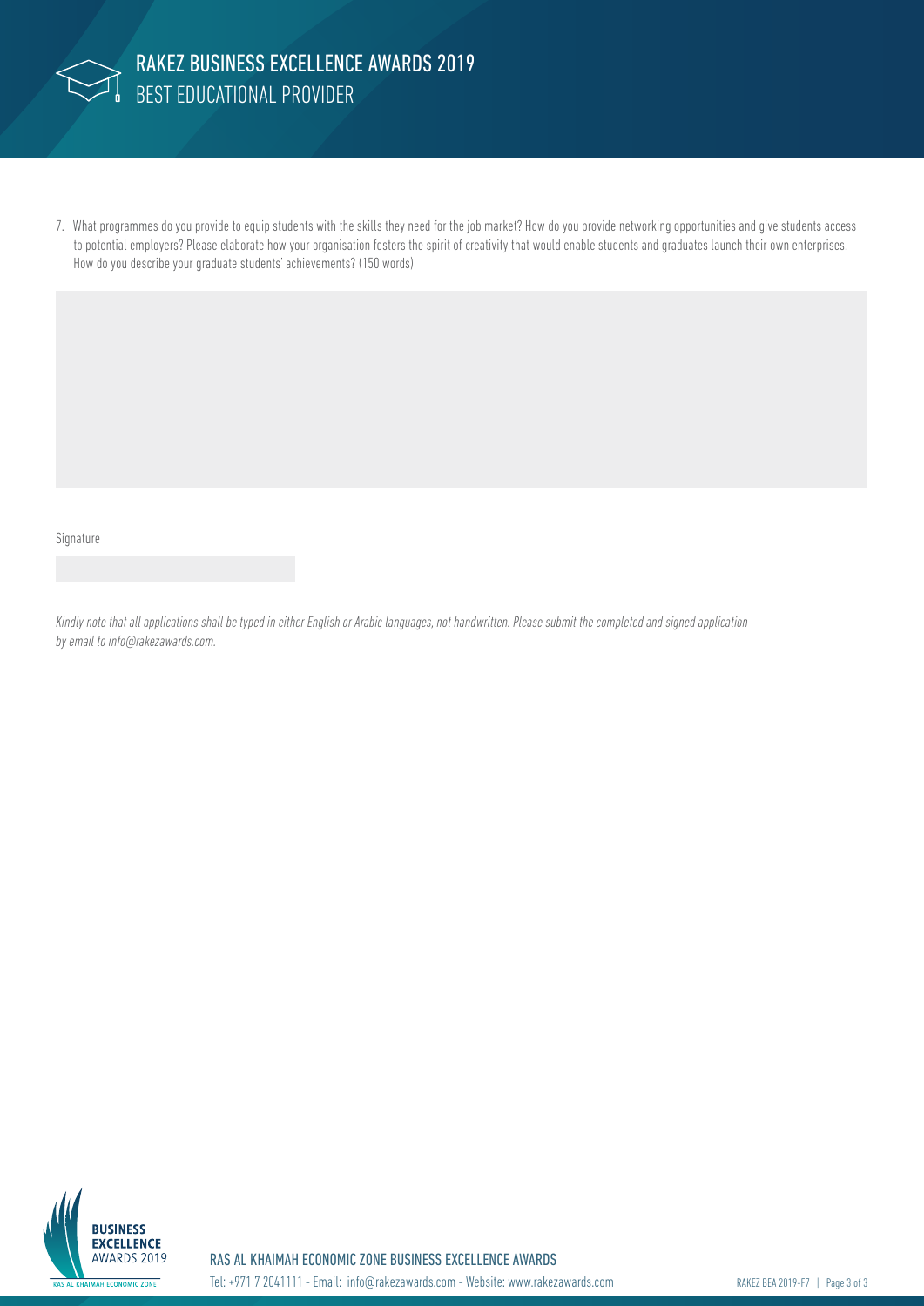# RAKEZ BUSINESS EXCELLENCE AWARDS 2019
## BEST EDUCATIONAL PROVIDER

7. What programmes do you provide to equip students with the skills they need for the job market? How do you provide networking opportunities and give students access to potential employers? Please elaborate how your organisation fosters the spirit of creativity that would enable students and graduates launch their own enterprises. How do you describe your graduate students' achievements? (150 words)

Signature

*Kindly note that all applications shall be typed in either English or Arabic languages, not handwritten. Please submit the completed and signed application by email to info@rakezawards.com.*

RAS AL KHAIMAH ECONOMIC ZONE BUSINESS EXCELLENCE AWARDS

Tel: +971 7 2041111 - Email: info@rakezawards.com - Website: www.rakezawards.com

RAKEZ BEA 2019-F7